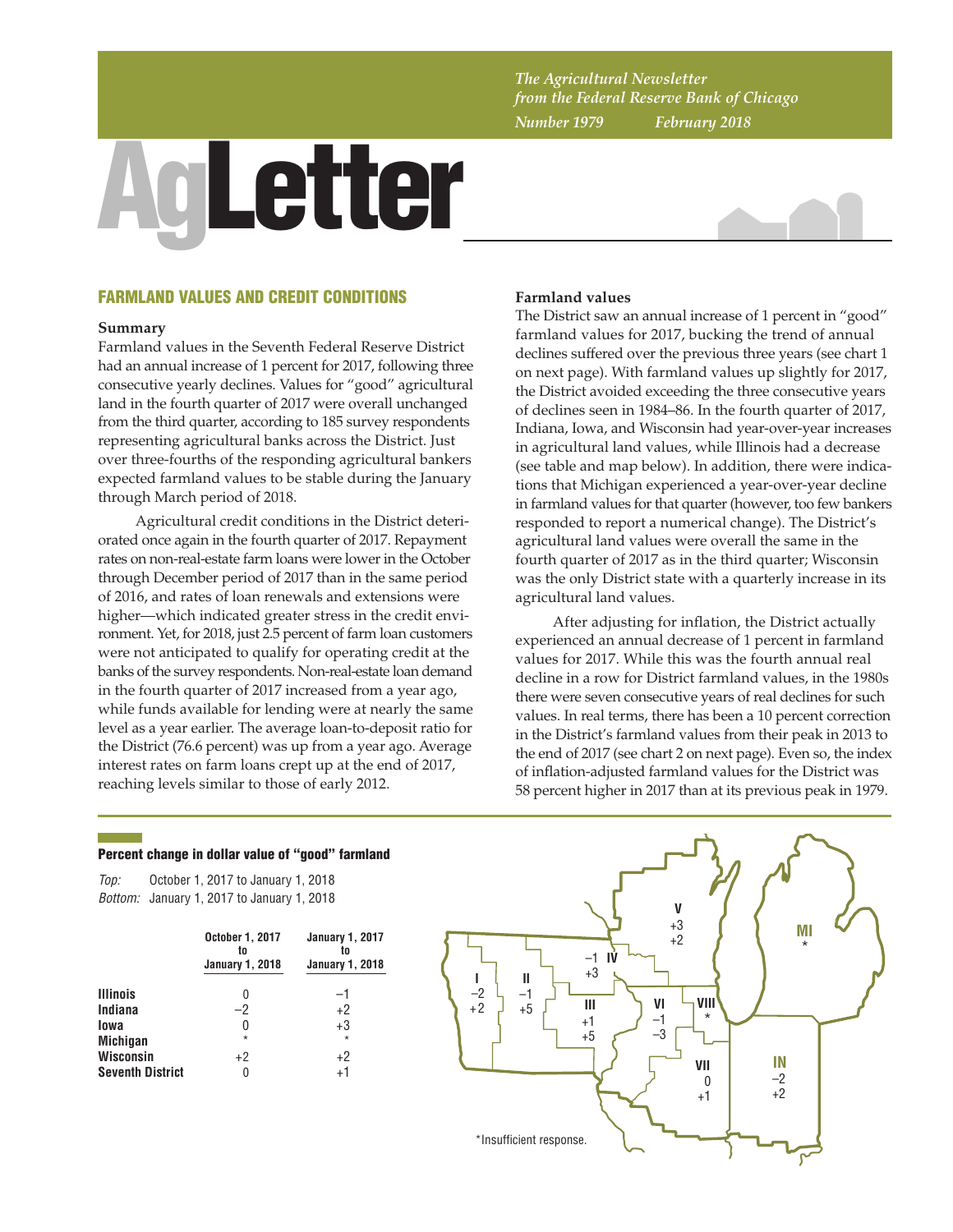*The Agricultural Newsletter from the Federal Reserve Bank of Chicago*
*Number 1979 February 2018*

# AgLetter

## FARMLAND VALUES AND CREDIT CONDITIONS

### Summary

Farmland values in the Seventh Federal Reserve District had an annual increase of 1 percent for 2017, following three consecutive yearly declines. Values for "good" agricultural land in the fourth quarter of 2017 were overall unchanged from the third quarter, according to 185 survey respondents representing agricultural banks across the District. Just over three-fourths of the responding agricultural bankers expected farmland values to be stable during the January through March period of 2018.

Agricultural credit conditions in the District deteriorated once again in the fourth quarter of 2017. Repayment rates on non-real-estate farm loans were lower in the October through December period of 2017 than in the same period of 2016, and rates of loan renewals and extensions were higher—which indicated greater stress in the credit environment. Yet, for 2018, just 2.5 percent of farm loan customers were not anticipated to qualify for operating credit at the banks of the survey respondents. Non-real-estate loan demand in the fourth quarter of 2017 increased from a year ago, while funds available for lending were at nearly the same level as a year earlier. The average loan-to-deposit ratio for the District (76.6 percent) was up from a year ago. Average interest rates on farm loans crept up at the end of 2017, reaching levels similar to those of early 2012.

### Farmland values

The District saw an annual increase of 1 percent in "good" farmland values for 2017, bucking the trend of annual declines suffered over the previous three years (see chart 1 on next page). With farmland values up slightly for 2017, the District avoided exceeding the three consecutive years of declines seen in 1984–86. In the fourth quarter of 2017, Indiana, Iowa, and Wisconsin had year-over-year increases in agricultural land values, while Illinois had a decrease (see table and map below). In addition, there were indications that Michigan experienced a year-over-year decline in farmland values for that quarter (however, too few bankers responded to report a numerical change). The District's agricultural land values were overall the same in the fourth quarter of 2017 as in the third quarter; Wisconsin was the only District state with a quarterly increase in its agricultural land values.

After adjusting for inflation, the District actually experienced an annual decrease of 1 percent in farmland values for 2017. While this was the fourth annual real decline in a row for District farmland values, in the 1980s there were seven consecutive years of real declines for such values. In real terms, there has been a 10 percent correction in the District's farmland values from their peak in 2013 to the end of 2017 (see chart 2 on next page). Even so, the index of inflation-adjusted farmland values for the District was 58 percent higher in 2017 than at its previous peak in 1979.

**Percent change in dollar value of "good" farmland**

*Top:* October 1, 2017 to January 1, 2018
*Bottom:* January 1, 2017 to January 1, 2018

| | October 1, 2017 to January 1, 2018 | January 1, 2017 to January 1, 2018 |
|---|---|---|
| **Illinois** | 0 | −1 |
| **Indiana** | −2 | +2 |
| **Iowa** | 0 | +3 |
| **Michigan** | * | * |
| **Wisconsin** | +2 | +2 |
| **Seventh District** | 0 | +1 |

| Area | Top | Bottom |
|---|---|---|
| I | −2 | +2 |
| II | −1 | +5 |
| III | +1 | +5 |
| IV | −1 | +3 |
| V | +3 | +2 |
| VI | −1 | −3 |
| VII | 0 | +1 |
| VIII | * | |
| MI | * | |
| IN | −2 | +2 |

*Insufficient response.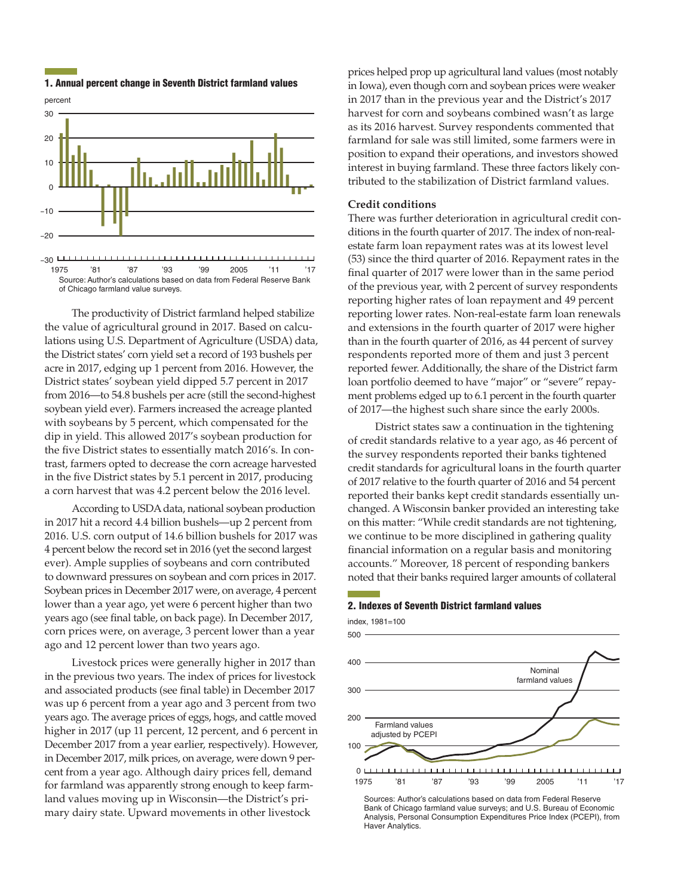**1. Annual percent change in Seventh District farmland values**

Source: Author's calculations based on data from Federal Reserve Bank of Chicago farmland value surveys.

The productivity of District farmland helped stabilize the value of agricultural ground in 2017. Based on calculations using U.S. Department of Agriculture (USDA) data, the District states' corn yield set a record of 193 bushels per acre in 2017, edging up 1 percent from 2016. However, the District states' soybean yield dipped 5.7 percent in 2017 from 2016—to 54.8 bushels per acre (still the second-highest soybean yield ever). Farmers increased the acreage planted with soybeans by 5 percent, which compensated for the dip in yield. This allowed 2017's soybean production for the five District states to essentially match 2016's. In contrast, farmers opted to decrease the corn acreage harvested in the five District states by 5.1 percent in 2017, producing a corn harvest that was 4.2 percent below the 2016 level.

According to USDA data, national soybean production in 2017 hit a record 4.4 billion bushels—up 2 percent from 2016. U.S. corn output of 14.6 billion bushels for 2017 was 4 percent below the record set in 2016 (yet the second largest ever). Ample supplies of soybeans and corn contributed to downward pressures on soybean and corn prices in 2017. Soybean prices in December 2017 were, on average, 4 percent lower than a year ago, yet were 6 percent higher than two years ago (see final table, on back page). In December 2017, corn prices were, on average, 3 percent lower than a year ago and 12 percent lower than two years ago.

Livestock prices were generally higher in 2017 than in the previous two years. The index of prices for livestock and associated products (see final table) in December 2017 was up 6 percent from a year ago and 3 percent from two years ago. The average prices of eggs, hogs, and cattle moved higher in 2017 (up 11 percent, 12 percent, and 6 percent in December 2017 from a year earlier, respectively). However, in December 2017, milk prices, on average, were down 9 percent from a year ago. Although dairy prices fell, demand for farmland was apparently strong enough to keep farmland values moving up in Wisconsin—the District's primary dairy state. Upward movements in other livestock prices helped prop up agricultural land values (most notably in Iowa), even though corn and soybean prices were weaker in 2017 than in the previous year and the District's 2017 harvest for corn and soybeans combined wasn't as large as its 2016 harvest. Survey respondents commented that farmland for sale was still limited, some farmers were in position to expand their operations, and investors showed interest in buying farmland. These three factors likely contributed to the stabilization of District farmland values.

### Credit conditions

There was further deterioration in agricultural credit conditions in the fourth quarter of 2017. The index of non-real-estate farm loan repayment rates was at its lowest level (53) since the third quarter of 2016. Repayment rates in the final quarter of 2017 were lower than in the same period of the previous year, with 2 percent of survey respondents reporting higher rates of loan repayment and 49 percent reporting lower rates. Non-real-estate farm loan renewals and extensions in the fourth quarter of 2017 were higher than in the fourth quarter of 2016, as 44 percent of survey respondents reported more of them and just 3 percent reported fewer. Additionally, the share of the District farm loan portfolio deemed to have "major" or "severe" repayment problems edged up to 6.1 percent in the fourth quarter of 2017—the highest such share since the early 2000s.

District states saw a continuation in the tightening of credit standards relative to a year ago, as 46 percent of the survey respondents reported their banks tightened credit standards for agricultural loans in the fourth quarter of 2017 relative to the fourth quarter of 2016 and 54 percent reported their banks kept credit standards essentially unchanged. A Wisconsin banker provided an interesting take on this matter: "While credit standards are not tightening, we continue to be more disciplined in gathering quality financial information on a regular basis and monitoring accounts." Moreover, 18 percent of responding bankers noted that their banks required larger amounts of collateral

**2. Indexes of Seventh District farmland values**

Sources: Author's calculations based on data from Federal Reserve Bank of Chicago farmland value surveys; and U.S. Bureau of Economic Analysis, Personal Consumption Expenditures Price Index (PCEPI), from Haver Analytics.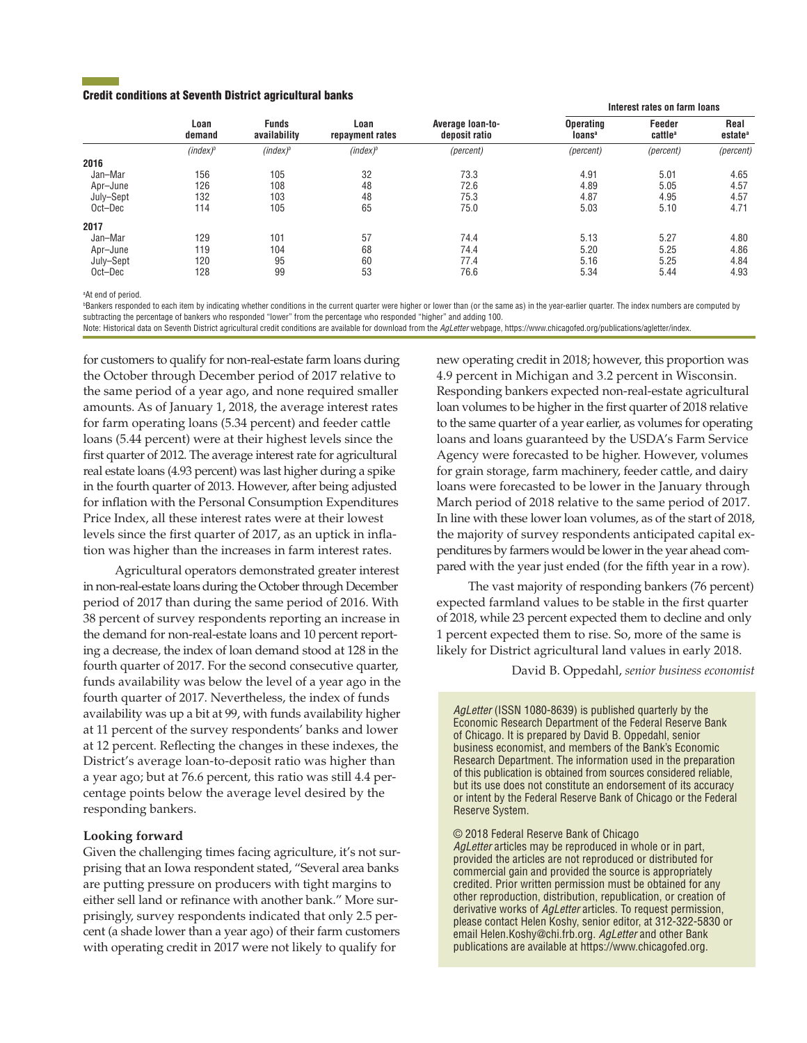### Credit conditions at Seventh District agricultural banks

| | Loan demand | Funds availability | Loan repayment rates | Average loan-to-deposit ratio | Interest rates on farm loans | | |
|---|---|---|---|---|---|---|---|
| | | | | | Operating loans[a] | Feeder cattle[a] | Real estate[a] |
| | *(index)*[b] | *(index)*[b] | *(index)*[b] | *(percent)* | *(percent)* | *(percent)* | *(percent)* |
| **2016** | | | | | | | |
| Jan–Mar | 156 | 105 | 32 | 73.3 | 4.91 | 5.01 | 4.65 |
| Apr–June | 126 | 108 | 48 | 72.6 | 4.89 | 5.05 | 4.57 |
| July–Sept | 132 | 103 | 48 | 75.3 | 4.87 | 4.95 | 4.57 |
| Oct–Dec | 114 | 105 | 65 | 75.0 | 5.03 | 5.10 | 4.71 |
| **2017** | | | | | | | |
| Jan–Mar | 129 | 101 | 57 | 74.4 | 5.13 | 5.27 | 4.80 |
| Apr–June | 119 | 104 | 68 | 74.4 | 5.20 | 5.25 | 4.86 |
| July–Sept | 120 | 95 | 60 | 77.4 | 5.16 | 5.25 | 4.84 |
| Oct–Dec | 128 | 99 | 53 | 76.6 | 5.34 | 5.44 | 4.93 |

[a]At end of period.

[b]Bankers responded to each item by indicating whether conditions in the current quarter were higher or lower than (or the same as) in the year-earlier quarter. The index numbers are computed by subtracting the percentage of bankers who responded "lower" from the percentage who responded "higher" and adding 100.

Note: Historical data on Seventh District agricultural credit conditions are available for download from the *AgLetter* webpage, https://www.chicagofed.org/publications/agletter/index.

for customers to qualify for non-real-estate farm loans during the October through December period of 2017 relative to the same period of a year ago, and none required smaller amounts. As of January 1, 2018, the average interest rates for farm operating loans (5.34 percent) and feeder cattle loans (5.44 percent) were at their highest levels since the first quarter of 2012. The average interest rate for agricultural real estate loans (4.93 percent) was last higher during a spike in the fourth quarter of 2013. However, after being adjusted for inflation with the Personal Consumption Expenditures Price Index, all these interest rates were at their lowest levels since the first quarter of 2017, as an uptick in inflation was higher than the increases in farm interest rates.

Agricultural operators demonstrated greater interest in non-real-estate loans during the October through December period of 2017 than during the same period of 2016. With 38 percent of survey respondents reporting an increase in the demand for non-real-estate loans and 10 percent reporting a decrease, the index of loan demand stood at 128 in the fourth quarter of 2017. For the second consecutive quarter, funds availability was below the level of a year ago in the fourth quarter of 2017. Nevertheless, the index of funds availability was up a bit at 99, with funds availability higher at 11 percent of the survey respondents' banks and lower at 12 percent. Reflecting the changes in these indexes, the District's average loan-to-deposit ratio was higher than a year ago; but at 76.6 percent, this ratio was still 4.4 percentage points below the average level desired by the responding bankers.

### Looking forward

Given the challenging times facing agriculture, it's not surprising that an Iowa respondent stated, "Several area banks are putting pressure on producers with tight margins to either sell land or refinance with another bank." More surprisingly, survey respondents indicated that only 2.5 percent (a shade lower than a year ago) of their farm customers with operating credit in 2017 were not likely to qualify for new operating credit in 2018; however, this proportion was 4.9 percent in Michigan and 3.2 percent in Wisconsin. Responding bankers expected non-real-estate agricultural loan volumes to be higher in the first quarter of 2018 relative to the same quarter of a year earlier, as volumes for operating loans and loans guaranteed by the USDA's Farm Service Agency were forecasted to be higher. However, volumes for grain storage, farm machinery, feeder cattle, and dairy loans were forecasted to be lower in the January through March period of 2018 relative to the same period of 2017. In line with these lower loan volumes, as of the start of 2018, the majority of survey respondents anticipated capital expenditures by farmers would be lower in the year ahead compared with the year just ended (for the fifth year in a row).

The vast majority of responding bankers (76 percent) expected farmland values to be stable in the first quarter of 2018, while 23 percent expected them to decline and only 1 percent expected them to rise. So, more of the same is likely for District agricultural land values in early 2018.

David B. Oppedahl, *senior business economist*

*AgLetter* (ISSN 1080-8639) is published quarterly by the Economic Research Department of the Federal Reserve Bank of Chicago. It is prepared by David B. Oppedahl, senior business economist, and members of the Bank's Economic Research Department. The information used in the preparation of this publication is obtained from sources considered reliable, but its use does not constitute an endorsement of its accuracy or intent by the Federal Reserve Bank of Chicago or the Federal Reserve System.

© 2018 Federal Reserve Bank of Chicago
*AgLetter* articles may be reproduced in whole or in part, provided the articles are not reproduced or distributed for commercial gain and provided the source is appropriately credited. Prior written permission must be obtained for any other reproduction, distribution, republication, or creation of derivative works of *AgLetter* articles. To request permission, please contact Helen Koshy, senior editor, at 312-322-5830 or email Helen.Koshy@chi.frb.org. *AgLetter* and other Bank publications are available at https://www.chicagofed.org.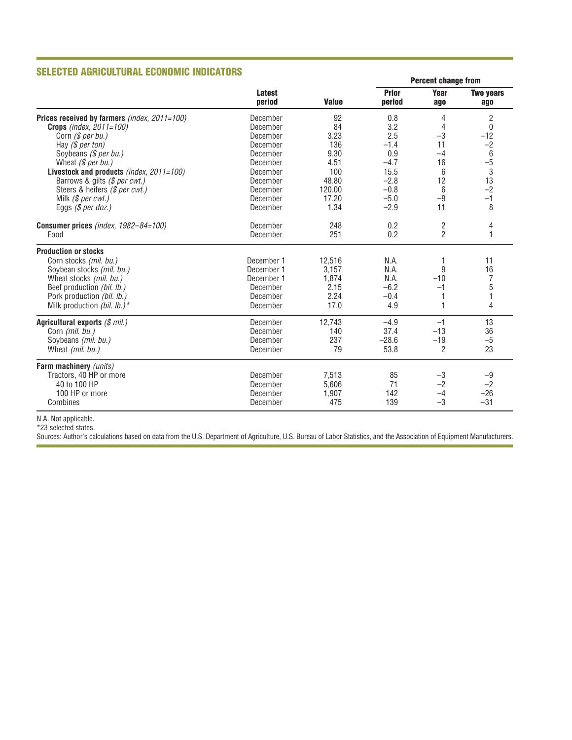## SELECTED AGRICULTURAL ECONOMIC INDICATORS

| | Latest period | Value | Percent change from | | |
|---|---|---|---|---|---|
| | | | Prior period | Year ago | Two years ago |
| **Prices received by farmers** *(index, 2011=100)* | December | 92 | 0.8 | 4 | 2 |
| **Crops** *(index, 2011=100)* | December | 84 | 3.2 | 4 | 0 |
| Corn *($ per bu.)* | December | 3.23 | 2.5 | −3 | −12 |
| Hay *($ per ton)* | December | 136 | −1.4 | 11 | −2 |
| Soybeans *($ per bu.)* | December | 9.30 | 0.9 | −4 | 6 |
| Wheat *($ per bu.)* | December | 4.51 | −4.7 | 16 | −5 |
| **Livestock and products** *(index, 2011=100)* | December | 100 | 15.5 | 6 | 3 |
| Barrows & gilts *($ per cwt.)* | December | 48.80 | −2.8 | 12 | 13 |
| Steers & heifers *($ per cwt.)* | December | 120.00 | −0.8 | 6 | −2 |
| Milk *($ per cwt.)* | December | 17.20 | −5.0 | −9 | −1 |
| Eggs *($ per doz.)* | December | 1.34 | −2.9 | 11 | 8 |
| **Consumer prices** *(index, 1982–84=100)* | December | 248 | 0.2 | 2 | 4 |
| Food | December | 251 | 0.2 | 2 | 1 |
| **Production or stocks** | | | | | |
| Corn stocks *(mil. bu.)* | December 1 | 12,516 | N.A. | 1 | 11 |
| Soybean stocks *(mil. bu.)* | December 1 | 3,157 | N.A. | 9 | 16 |
| Wheat stocks *(mil. bu.)* | December 1 | 1,874 | N.A. | −10 | 7 |
| Beef production *(bil. lb.)* | December | 2.15 | −6.2 | −1 | 5 |
| Pork production *(bil. lb.)* | December | 2.24 | −0.4 | 1 | 1 |
| Milk production *(bil. lb.)** | December | 17.0 | 4.9 | 1 | 4 |
| **Agricultural exports** *($ mil.)* | December | 12,743 | −4.9 | −1 | 13 |
| Corn *(mil. bu.)* | December | 140 | 37.4 | −13 | 36 |
| Soybeans *(mil. bu.)* | December | 237 | −28.6 | −19 | −5 |
| Wheat *(mil. bu.)* | December | 79 | 53.8 | 2 | 23 |
| **Farm machinery** *(units)* | | | | | |
| Tractors, 40 HP or more | December | 7,513 | 85 | −3 | −9 |
| 40 to 100 HP | December | 5,606 | 71 | −2 | −2 |
| 100 HP or more | December | 1,907 | 142 | −4 | −26 |
| Combines | December | 475 | 139 | −3 | −31 |

N.A. Not applicable.

*23 selected states.

Sources: Author's calculations based on data from the U.S. Department of Agriculture, U.S. Bureau of Labor Statistics, and the Association of Equipment Manufacturers.